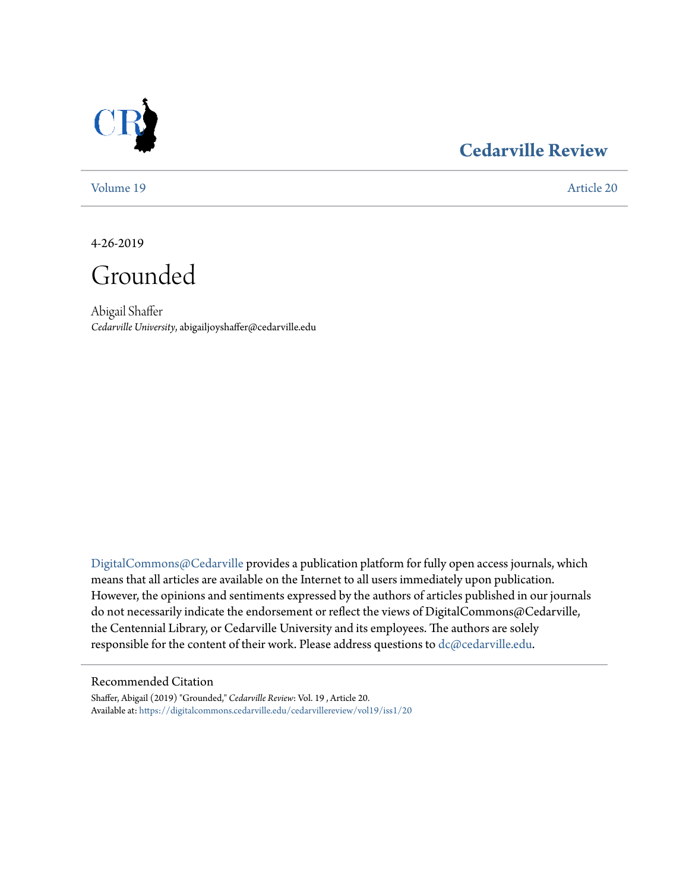Cedarville Review

Volume 19 | Article 20

4-26-2019

# Grounded

Abigail Shaffer
*Cedarville University*, abigailjoyshaffer@cedarville.edu

DigitalCommons@Cedarville provides a publication platform for fully open access journals, which means that all articles are available on the Internet to all users immediately upon publication. However, the opinions and sentiments expressed by the authors of articles published in our journals do not necessarily indicate the endorsement or reflect the views of DigitalCommons@Cedarville, the Centennial Library, or Cedarville University and its employees. The authors are solely responsible for the content of their work. Please address questions to dc@cedarville.edu.

## Recommended Citation

Shaffer, Abigail (2019) "Grounded," *Cedarville Review*: Vol. 19 , Article 20.
Available at: https://digitalcommons.cedarville.edu/cedarvillereview/vol19/iss1/20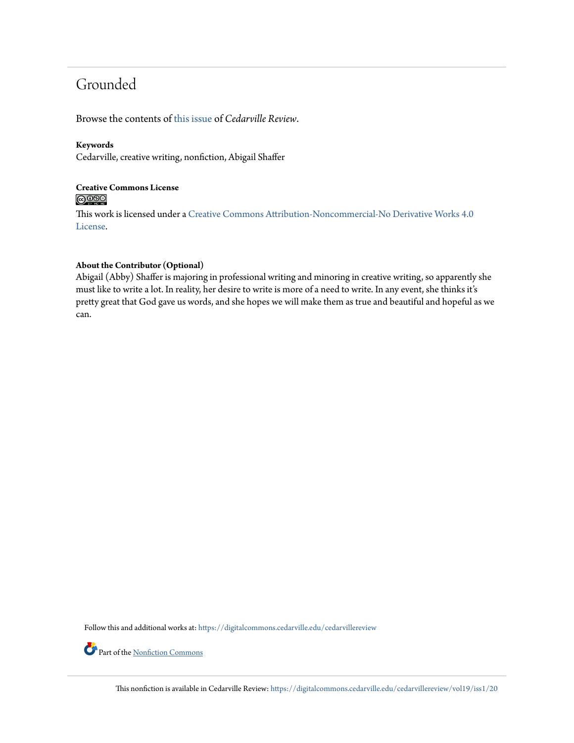# Grounded

Browse the contents of this issue of *Cedarville Review*.

**Keywords**
Cedarville, creative writing, nonfiction, Abigail Shaffer

**Creative Commons License**

This work is licensed under a Creative Commons Attribution-Noncommercial-No Derivative Works 4.0 License.

**About the Contributor (Optional)**
Abigail (Abby) Shaffer is majoring in professional writing and minoring in creative writing, so apparently she must like to write a lot. In reality, her desire to write is more of a need to write. In any event, she thinks it's pretty great that God gave us words, and she hopes we will make them as true and beautiful and hopeful as we can.

Follow this and additional works at: https://digitalcommons.cedarville.edu/cedarvillereview

Part of the Nonfiction Commons

This nonfiction is available in Cedarville Review: https://digitalcommons.cedarville.edu/cedarvillereview/vol19/iss1/20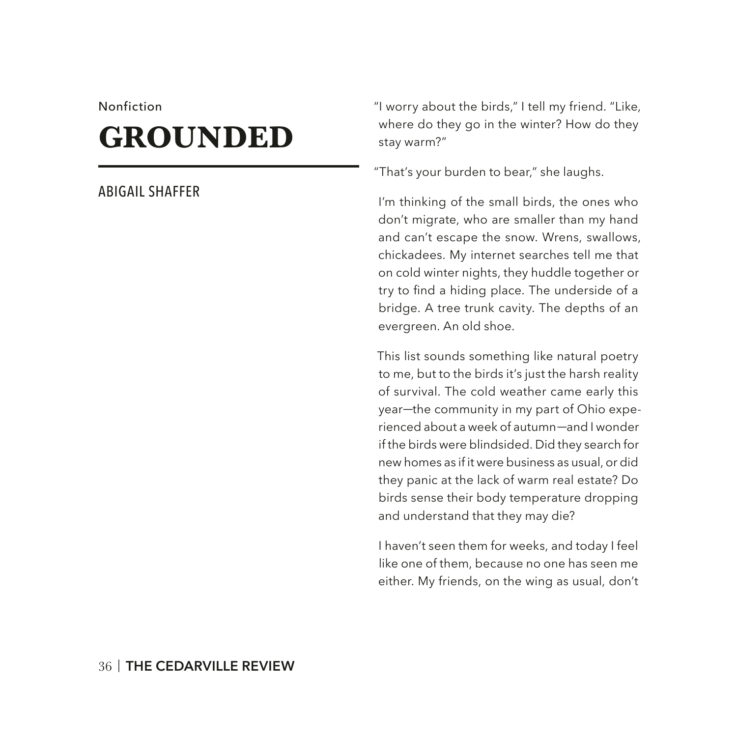Nonfiction

# GROUNDED

ABIGAIL SHAFFER

"I worry about the birds," I tell my friend. "Like, where do they go in the winter? How do they stay warm?"

"That's your burden to bear," she laughs.

I'm thinking of the small birds, the ones who don't migrate, who are smaller than my hand and can't escape the snow. Wrens, swallows, chickadees. My internet searches tell me that on cold winter nights, they huddle together or try to find a hiding place. The underside of a bridge. A tree trunk cavity. The depths of an evergreen. An old shoe.

This list sounds something like natural poetry to me, but to the birds it's just the harsh reality of survival. The cold weather came early this year—the community in my part of Ohio experienced about a week of autumn—and I wonder if the birds were blindsided. Did they search for new homes as if it were business as usual, or did they panic at the lack of warm real estate? Do birds sense their body temperature dropping and understand that they may die?

I haven't seen them for weeks, and today I feel like one of them, because no one has seen me either. My friends, on the wing as usual, don't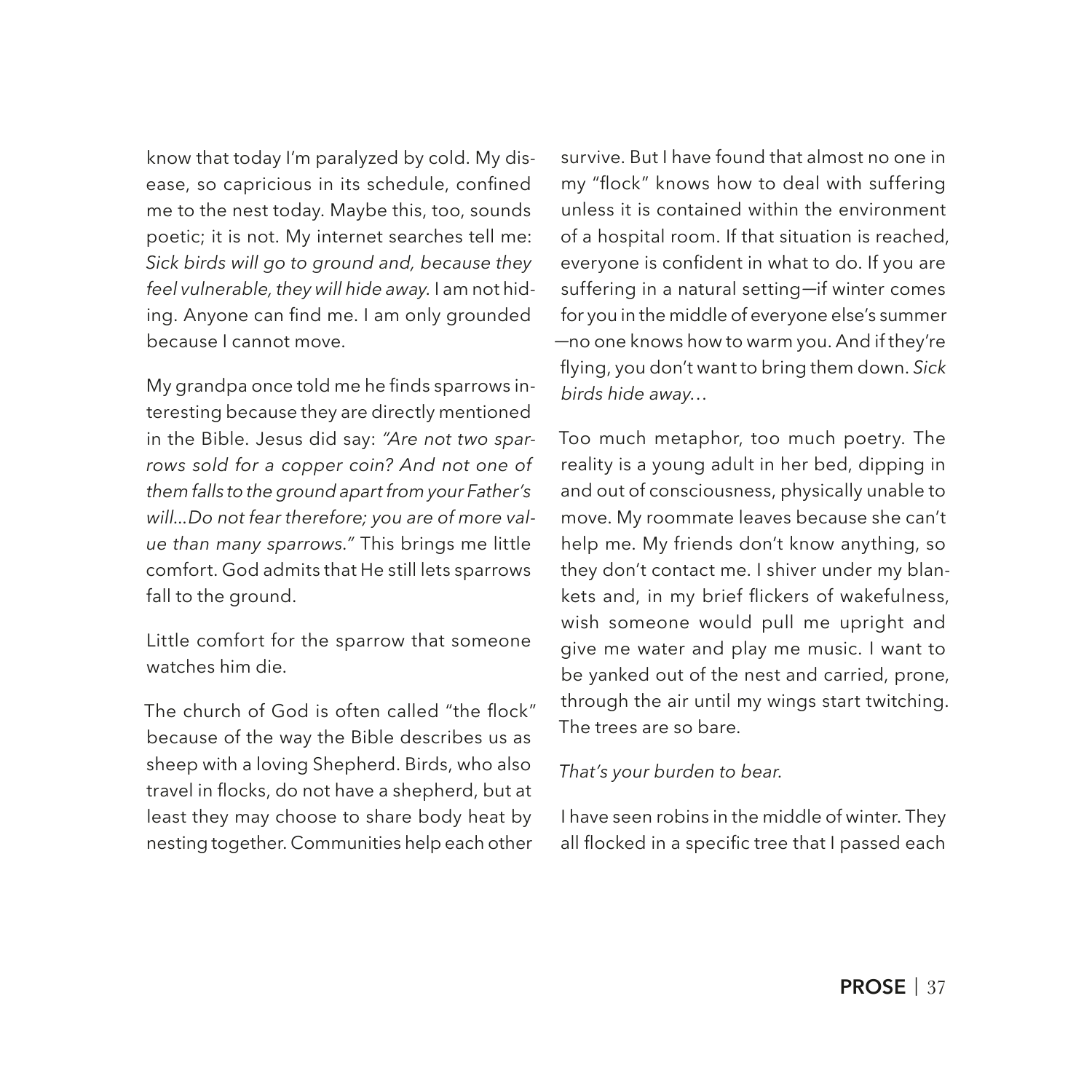know that today I'm paralyzed by cold. My disease, so capricious in its schedule, confined me to the nest today. Maybe this, too, sounds poetic; it is not. My internet searches tell me: *Sick birds will go to ground and, because they feel vulnerable, they will hide away.* I am not hiding. Anyone can find me. I am only grounded because I cannot move.

My grandpa once told me he finds sparrows interesting because they are directly mentioned in the Bible. Jesus did say: *"Are not two sparrows sold for a copper coin? And not one of them falls to the ground apart from your Father's will...Do not fear therefore; you are of more value than many sparrows."* This brings me little comfort. God admits that He still lets sparrows fall to the ground.

Little comfort for the sparrow that someone watches him die.

The church of God is often called "the flock" because of the way the Bible describes us as sheep with a loving Shepherd. Birds, who also travel in flocks, do not have a shepherd, but at least they may choose to share body heat by nesting together. Communities help each other survive. But I have found that almost no one in my "flock" knows how to deal with suffering unless it is contained within the environment of a hospital room. If that situation is reached, everyone is confident in what to do. If you are suffering in a natural setting—if winter comes for you in the middle of everyone else's summer—no one knows how to warm you. And if they're flying, you don't want to bring them down. *Sick birds hide away…*

Too much metaphor, too much poetry. The reality is a young adult in her bed, dipping in and out of consciousness, physically unable to move. My roommate leaves because she can't help me. My friends don't know anything, so they don't contact me. I shiver under my blankets and, in my brief flickers of wakefulness, wish someone would pull me upright and give me water and play me music. I want to be yanked out of the nest and carried, prone, through the air until my wings start twitching. The trees are so bare.

*That's your burden to bear.*

I have seen robins in the middle of winter. They all flocked in a specific tree that I passed each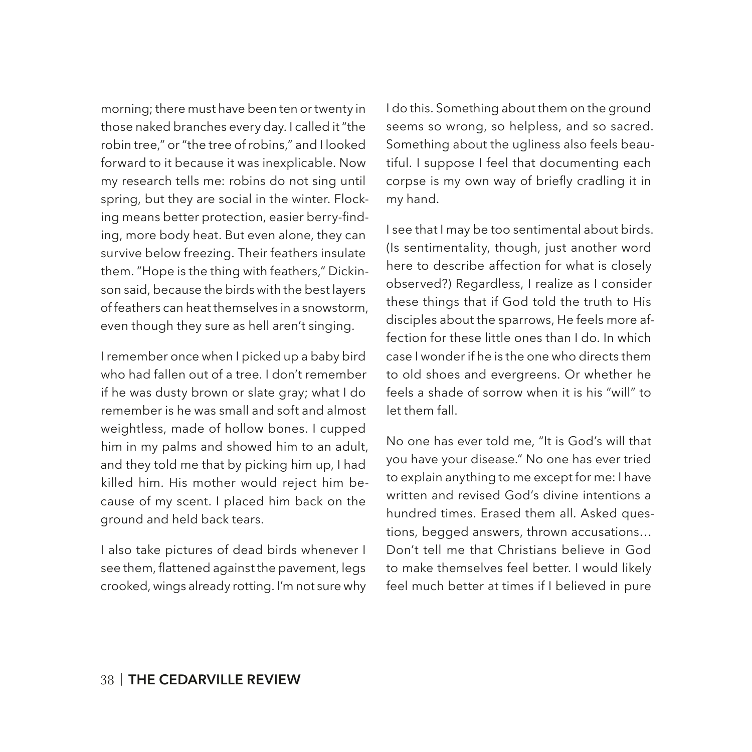morning; there must have been ten or twenty in those naked branches every day. I called it "the robin tree," or "the tree of robins," and I looked forward to it because it was inexplicable. Now my research tells me: robins do not sing until spring, but they are social in the winter. Flocking means better protection, easier berry-finding, more body heat. But even alone, they can survive below freezing. Their feathers insulate them. "Hope is the thing with feathers," Dickinson said, because the birds with the best layers of feathers can heat themselves in a snowstorm, even though they sure as hell aren't singing.

I remember once when I picked up a baby bird who had fallen out of a tree. I don't remember if he was dusty brown or slate gray; what I do remember is he was small and soft and almost weightless, made of hollow bones. I cupped him in my palms and showed him to an adult, and they told me that by picking him up, I had killed him. His mother would reject him because of my scent. I placed him back on the ground and held back tears.

I also take pictures of dead birds whenever I see them, flattened against the pavement, legs crooked, wings already rotting. I'm not sure why I do this. Something about them on the ground seems so wrong, so helpless, and so sacred. Something about the ugliness also feels beautiful. I suppose I feel that documenting each corpse is my own way of briefly cradling it in my hand.

I see that I may be too sentimental about birds. (Is sentimentality, though, just another word here to describe affection for what is closely observed?) Regardless, I realize as I consider these things that if God told the truth to His disciples about the sparrows, He feels more affection for these little ones than I do. In which case I wonder if he is the one who directs them to old shoes and evergreens. Or whether he feels a shade of sorrow when it is his "will" to let them fall.

No one has ever told me, "It is God's will that you have your disease." No one has ever tried to explain anything to me except for me: I have written and revised God's divine intentions a hundred times. Erased them all. Asked questions, begged answers, thrown accusations… Don't tell me that Christians believe in God to make themselves feel better. I would likely feel much better at times if I believed in pure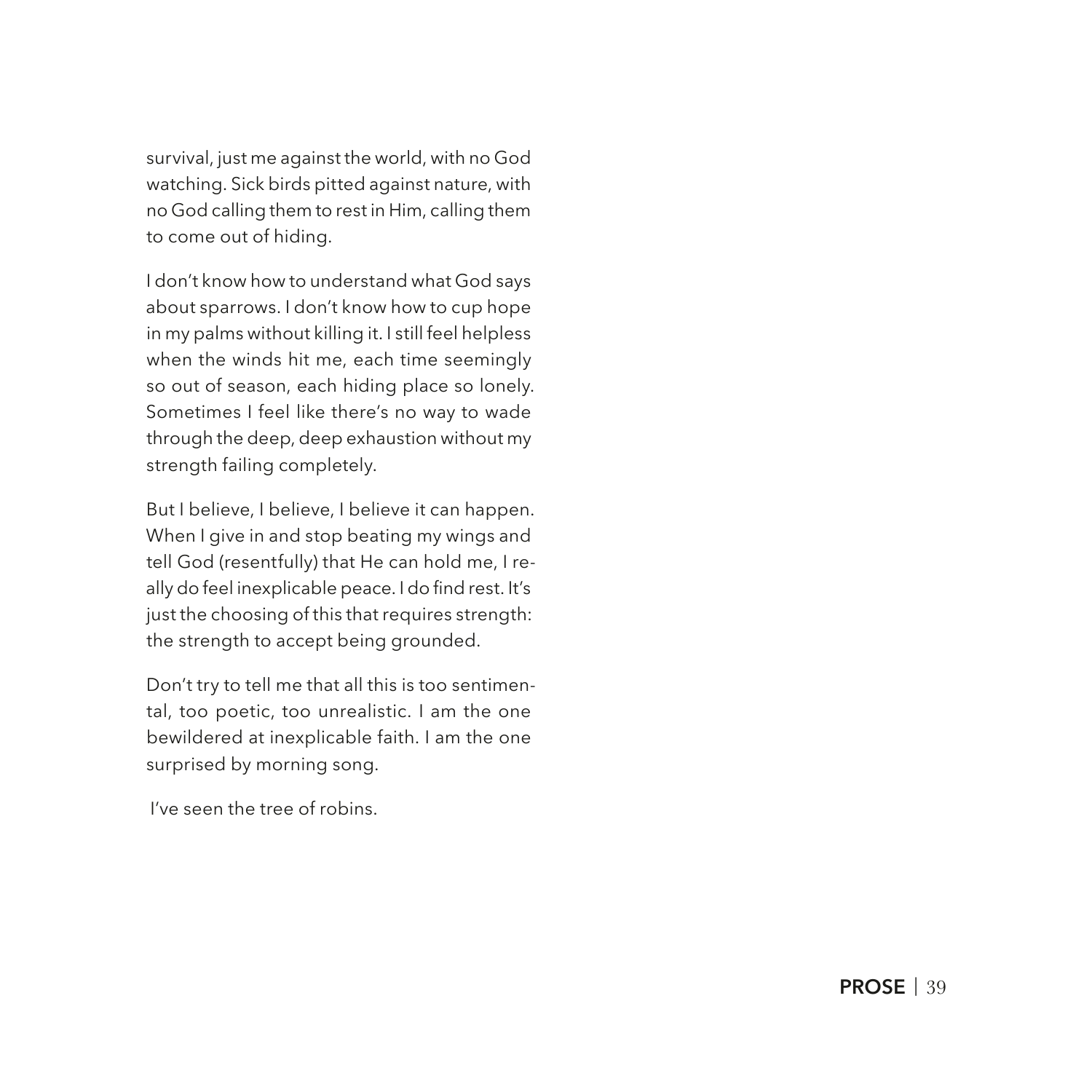survival, just me against the world, with no God watching. Sick birds pitted against nature, with no God calling them to rest in Him, calling them to come out of hiding.

I don't know how to understand what God says about sparrows. I don't know how to cup hope in my palms without killing it. I still feel helpless when the winds hit me, each time seemingly so out of season, each hiding place so lonely. Sometimes I feel like there's no way to wade through the deep, deep exhaustion without my strength failing completely.

But I believe, I believe, I believe it can happen. When I give in and stop beating my wings and tell God (resentfully) that He can hold me, I really do feel inexplicable peace. I do find rest. It's just the choosing of this that requires strength: the strength to accept being grounded.

Don't try to tell me that all this is too sentimental, too poetic, too unrealistic. I am the one bewildered at inexplicable faith. I am the one surprised by morning song.

I've seen the tree of robins.